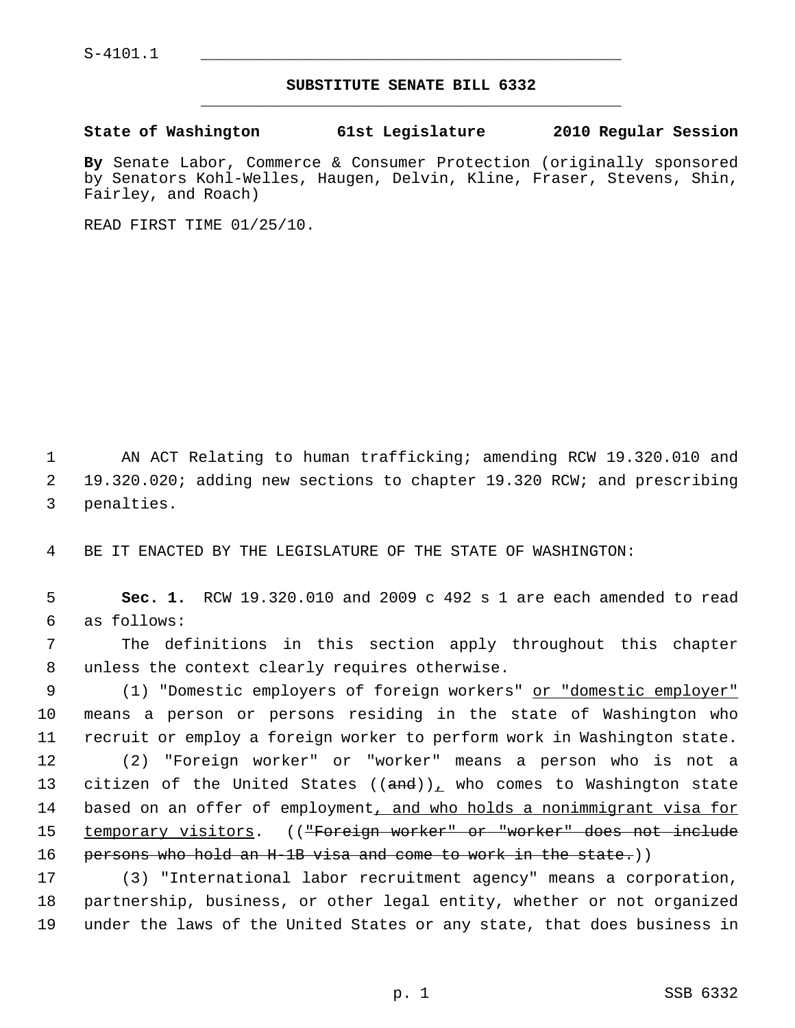S-4101.1

# SUBSTITUTE SENATE BILL 6332

**State of Washington 61st Legislature 2010 Regular Session**

**By** Senate Labor, Commerce & Consumer Protection (originally sponsored by Senators Kohl-Welles, Haugen, Delvin, Kline, Fraser, Stevens, Shin, Fairley, and Roach)

READ FIRST TIME 01/25/10.

AN ACT Relating to human trafficking; amending RCW 19.320.010 and 19.320.020; adding new sections to chapter 19.320 RCW; and prescribing penalties.

BE IT ENACTED BY THE LEGISLATURE OF THE STATE OF WASHINGTON:

**Sec. 1.** RCW 19.320.010 and 2009 c 492 s 1 are each amended to read as follows:

The definitions in this section apply throughout this chapter unless the context clearly requires otherwise.

(1) "Domestic employers of foreign workers" <u>or "domestic employer"</u> means a person or persons residing in the state of Washington who recruit or employ a foreign worker to perform work in Washington state.

(2) "Foreign worker" or "worker" means a person who is not a citizen of the United States ((~~and~~))<u>,</u> who comes to Washington state based on an offer of employment<u>, and who holds a nonimmigrant visa for temporary visitors</u>. ((~~"Foreign worker" or "worker" does not include persons who hold an H-1B visa and come to work in the state.~~))

(3) "International labor recruitment agency" means a corporation, partnership, business, or other legal entity, whether or not organized under the laws of the United States or any state, that does business in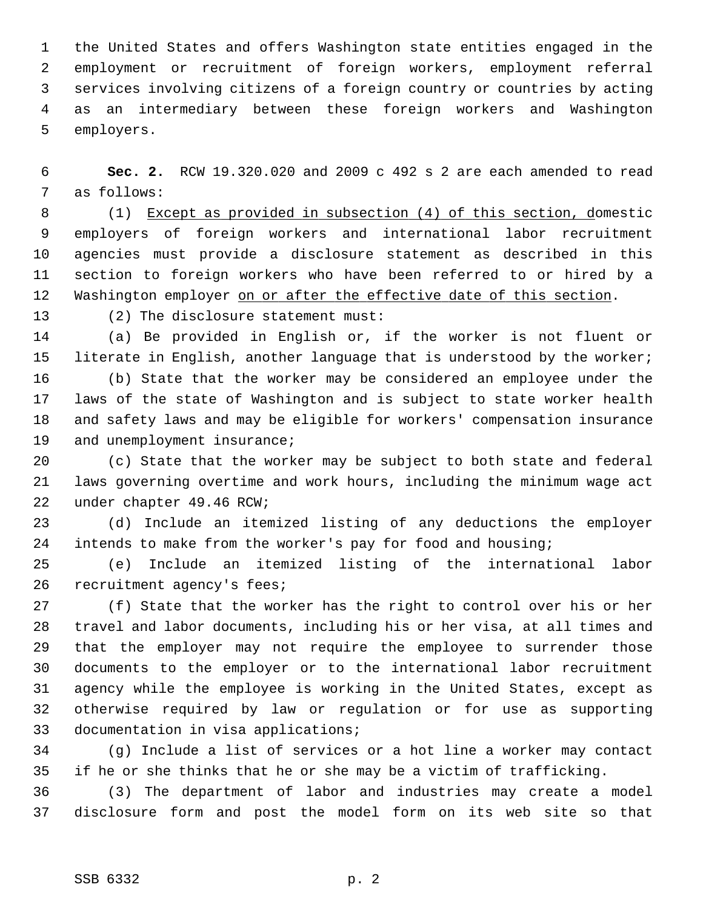the United States and offers Washington state entities engaged in the employment or recruitment of foreign workers, employment referral services involving citizens of a foreign country or countries by acting as an intermediary between these foreign workers and Washington employers.

**Sec. 2.** RCW 19.320.020 and 2009 c 492 s 2 are each amended to read as follows:

(1) <u>Except as provided in subsection (4) of this section, d</u>omestic employers of foreign workers and international labor recruitment agencies must provide a disclosure statement as described in this section to foreign workers who have been referred to or hired by a Washington employer <u>on or after the effective date of this section</u>.

(2) The disclosure statement must:

(a) Be provided in English or, if the worker is not fluent or literate in English, another language that is understood by the worker;

(b) State that the worker may be considered an employee under the laws of the state of Washington and is subject to state worker health and safety laws and may be eligible for workers' compensation insurance and unemployment insurance;

(c) State that the worker may be subject to both state and federal laws governing overtime and work hours, including the minimum wage act under chapter 49.46 RCW;

(d) Include an itemized listing of any deductions the employer intends to make from the worker's pay for food and housing;

(e) Include an itemized listing of the international labor recruitment agency's fees;

(f) State that the worker has the right to control over his or her travel and labor documents, including his or her visa, at all times and that the employer may not require the employee to surrender those documents to the employer or to the international labor recruitment agency while the employee is working in the United States, except as otherwise required by law or regulation or for use as supporting documentation in visa applications;

(g) Include a list of services or a hot line a worker may contact if he or she thinks that he or she may be a victim of trafficking.

(3) The department of labor and industries may create a model disclosure form and post the model form on its web site so that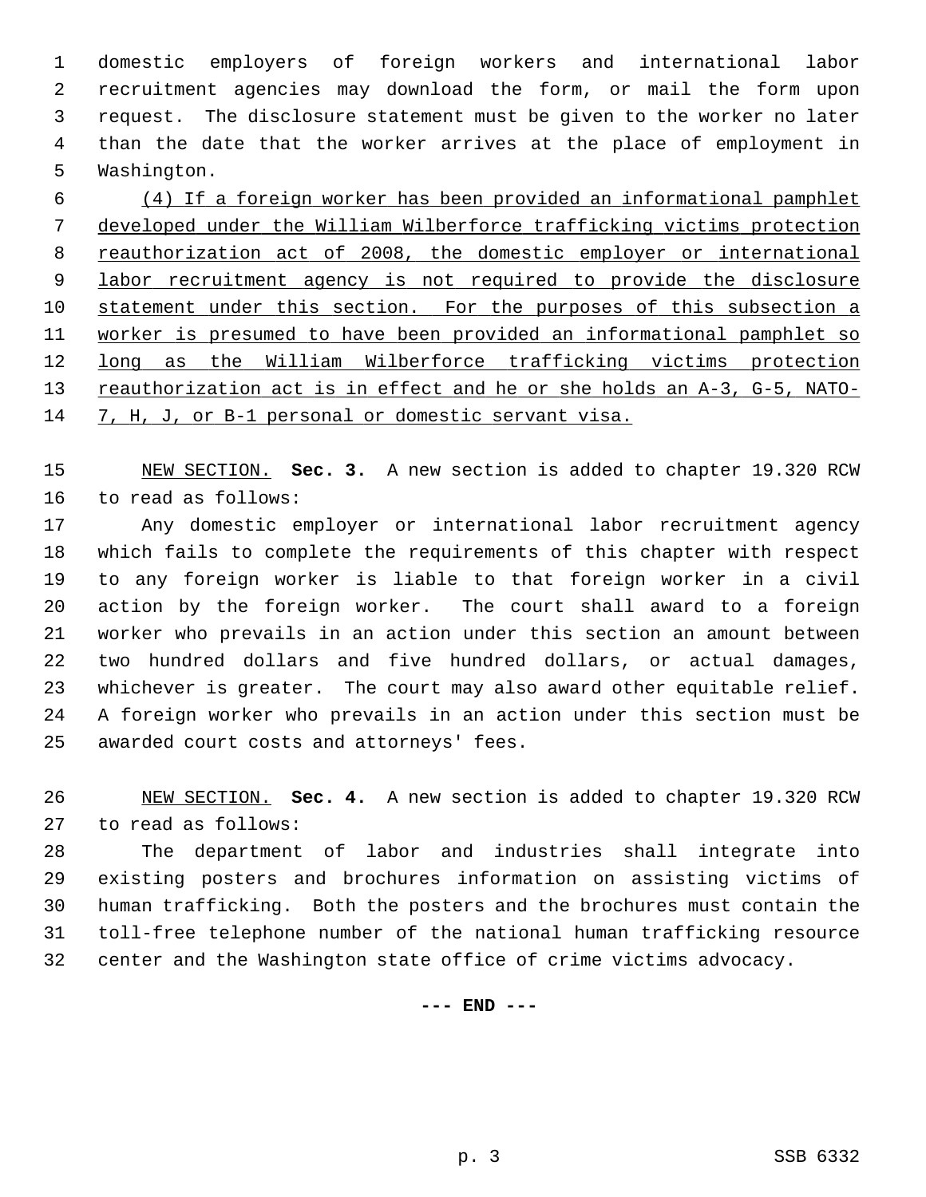domestic employers of foreign workers and international labor recruitment agencies may download the form, or mail the form upon request. The disclosure statement must be given to the worker no later than the date that the worker arrives at the place of employment in Washington.

<u>(4) If a foreign worker has been provided an informational pamphlet developed under the William Wilberforce trafficking victims protection reauthorization act of 2008, the domestic employer or international labor recruitment agency is not required to provide the disclosure statement under this section. For the purposes of this subsection a worker is presumed to have been provided an informational pamphlet so long as the William Wilberforce trafficking victims protection reauthorization act is in effect and he or she holds an A-3, G-5, NATO-7, H, J, or B-1 personal or domestic servant visa.</u>

<u>NEW SECTION.</u> **Sec. 3.** A new section is added to chapter 19.320 RCW to read as follows:

Any domestic employer or international labor recruitment agency which fails to complete the requirements of this chapter with respect to any foreign worker is liable to that foreign worker in a civil action by the foreign worker. The court shall award to a foreign worker who prevails in an action under this section an amount between two hundred dollars and five hundred dollars, or actual damages, whichever is greater. The court may also award other equitable relief. A foreign worker who prevails in an action under this section must be awarded court costs and attorneys' fees.

<u>NEW SECTION.</u> **Sec. 4.** A new section is added to chapter 19.320 RCW to read as follows:

The department of labor and industries shall integrate into existing posters and brochures information on assisting victims of human trafficking. Both the posters and the brochures must contain the toll-free telephone number of the national human trafficking resource center and the Washington state office of crime victims advocacy.

**--- END ---**